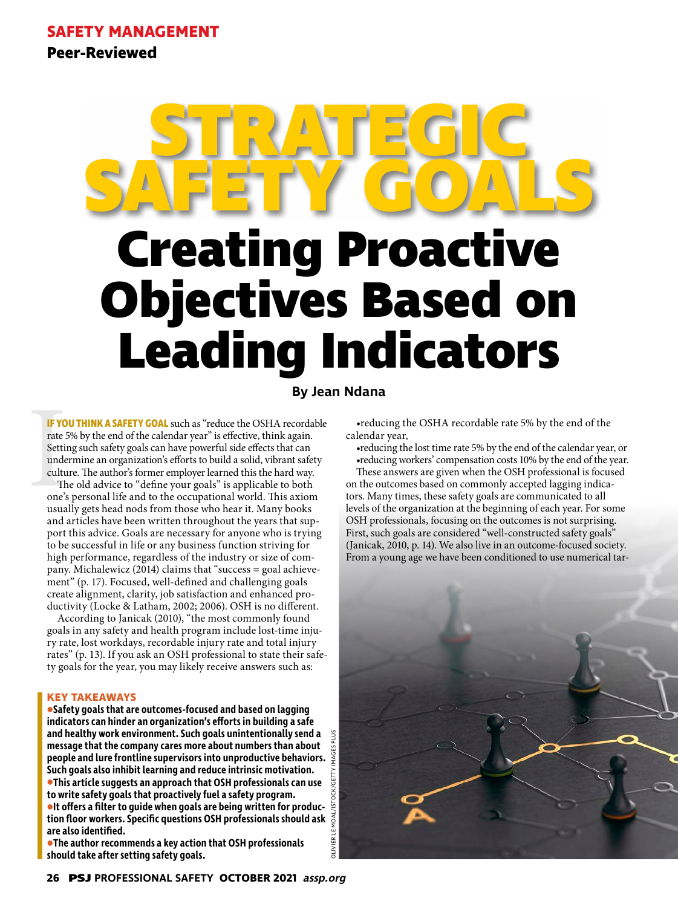SAFETY MANAGEMENT

Peer-Reviewed

# STRATEGIC SAFETY GOALS

# Creating Proactive Objectives Based on Leading Indicators

By Jean Ndana

**IF YOU THINK A SAFETY GOAL** such as "reduce the OSHA recordable rate 5% by the end of the calendar year" is effective, think again. Setting such safety goals can have powerful side effects that can undermine an organization's efforts to build a solid, vibrant safety culture. The author's former employer learned this the hard way.

The old advice to "define your goals" is applicable to both one's personal life and to the occupational world. This axiom usually gets head nods from those who hear it. Many books and articles have been written throughout the years that support this advice. Goals are necessary for anyone who is trying to be successful in life or any business function striving for high performance, regardless of the industry or size of company. Michalewicz (2014) claims that "success = goal achievement" (p. 17). Focused, well-defined and challenging goals create alignment, clarity, job satisfaction and enhanced productivity (Locke & Latham, 2002; 2006). OSH is no different.

According to Janicak (2010), "the most commonly found goals in any safety and health program include lost-time injury rate, lost workdays, recordable injury rate and total injury rates" (p. 13). If you ask an OSH professional to state their safety goals for the year, you may likely receive answers such as:

- reducing the OSHA recordable rate 5% by the end of the calendar year,
- reducing the lost time rate 5% by the end of the calendar year, or
- reducing workers' compensation costs 10% by the end of the year.

These answers are given when the OSH professional is focused on the outcomes based on commonly accepted lagging indicators. Many times, these safety goals are communicated to all levels of the organization at the beginning of each year. For some OSH professionals, focusing on the outcomes is not surprising. First, such goals are considered "well-constructed safety goals" (Janicak, 2010, p. 14). We also live in an outcome-focused society. From a young age we have been conditioned to use numerical tar-

**KEY TAKEAWAYS**

- **Safety goals that are outcomes-focused and based on lagging indicators can hinder an organization's efforts in building a safe and healthy work environment. Such goals unintentionally send a message that the company cares more about numbers than about people and lure frontline supervisors into unproductive behaviors. Such goals also inhibit learning and reduce intrinsic motivation.**
- **This article suggests an approach that OSH professionals can use to write safety goals that proactively fuel a safety program.**
- **It offers a filter to guide when goals are being written for production floor workers. Specific questions OSH professionals should ask are also identified.**
- **The author recommends a key action that OSH professionals should take after setting safety goals.**

OLIVIER LE MOAL/ISTOCK/GETTY IMAGES PLUS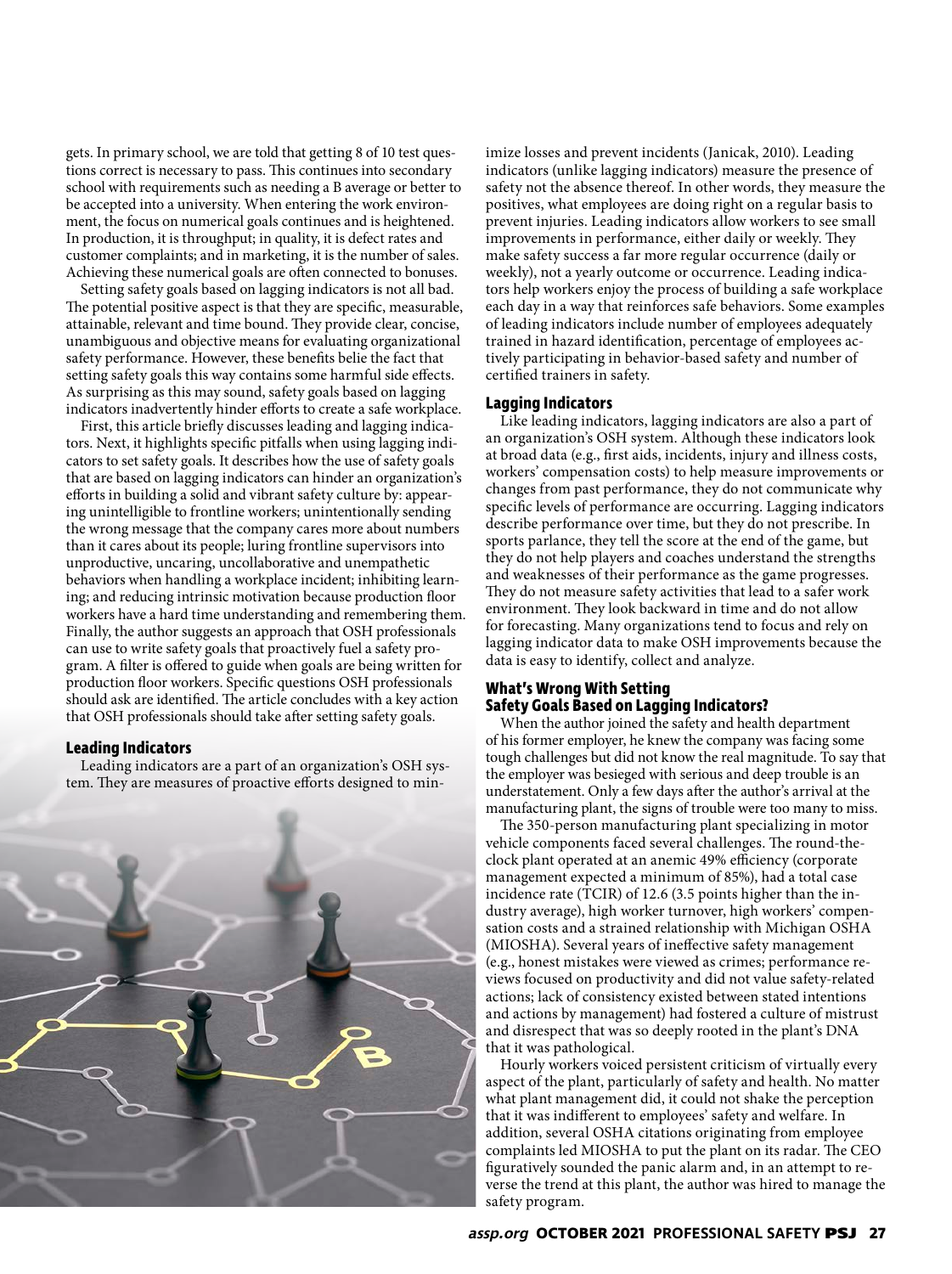gets. In primary school, we are told that getting 8 of 10 test questions correct is necessary to pass. This continues into secondary school with requirements such as needing a B average or better to be accepted into a university. When entering the work environment, the focus on numerical goals continues and is heightened. In production, it is throughput; in quality, it is defect rates and customer complaints; and in marketing, it is the number of sales. Achieving these numerical goals are often connected to bonuses.

Setting safety goals based on lagging indicators is not all bad. The potential positive aspect is that they are specific, measurable, attainable, relevant and time bound. They provide clear, concise, unambiguous and objective means for evaluating organizational safety performance. However, these benefits belie the fact that setting safety goals this way contains some harmful side effects. As surprising as this may sound, safety goals based on lagging indicators inadvertently hinder efforts to create a safe workplace.

First, this article briefly discusses leading and lagging indicators. Next, it highlights specific pitfalls when using lagging indicators to set safety goals. It describes how the use of safety goals that are based on lagging indicators can hinder an organization's efforts in building a solid and vibrant safety culture by: appearing unintelligible to frontline workers; unintentionally sending the wrong message that the company cares more about numbers than it cares about its people; luring frontline supervisors into unproductive, uncaring, uncollaborative and unempathetic behaviors when handling a workplace incident; inhibiting learning; and reducing intrinsic motivation because production floor workers have a hard time understanding and remembering them. Finally, the author suggests an approach that OSH professionals can use to write safety goals that proactively fuel a safety program. A filter is offered to guide when goals are being written for production floor workers. Specific questions OSH professionals should ask are identified. The article concludes with a key action that OSH professionals should take after setting safety goals.

### Leading Indicators

Leading indicators are a part of an organization's OSH system. They are measures of proactive efforts designed to minimize losses and prevent incidents (Janicak, 2010). Leading indicators (unlike lagging indicators) measure the presence of safety not the absence thereof. In other words, they measure the positives, what employees are doing right on a regular basis to prevent injuries. Leading indicators allow workers to see small improvements in performance, either daily or weekly. They make safety success a far more regular occurrence (daily or weekly), not a yearly outcome or occurrence. Leading indicators help workers enjoy the process of building a safe workplace each day in a way that reinforces safe behaviors. Some examples of leading indicators include number of employees adequately trained in hazard identification, percentage of employees actively participating in behavior-based safety and number of certified trainers in safety.

### Lagging Indicators

Like leading indicators, lagging indicators are also a part of an organization's OSH system. Although these indicators look at broad data (e.g., first aids, incidents, injury and illness costs, workers' compensation costs) to help measure improvements or changes from past performance, they do not communicate why specific levels of performance are occurring. Lagging indicators describe performance over time, but they do not prescribe. In sports parlance, they tell the score at the end of the game, but they do not help players and coaches understand the strengths and weaknesses of their performance as the game progresses. They do not measure safety activities that lead to a safer work environment. They look backward in time and do not allow for forecasting. Many organizations tend to focus and rely on lagging indicator data to make OSH improvements because the data is easy to identify, collect and analyze.

### What's Wrong With Setting Safety Goals Based on Lagging Indicators?

When the author joined the safety and health department of his former employer, he knew the company was facing some tough challenges but did not know the real magnitude. To say that the employer was besieged with serious and deep trouble is an understatement. Only a few days after the author's arrival at the manufacturing plant, the signs of trouble were too many to miss.

The 350-person manufacturing plant specializing in motor vehicle components faced several challenges. The round-the-clock plant operated at an anemic 49% efficiency (corporate management expected a minimum of 85%), had a total case incidence rate (TCIR) of 12.6 (3.5 points higher than the industry average), high worker turnover, high workers' compensation costs and a strained relationship with Michigan OSHA (MIOSHA). Several years of ineffective safety management (e.g., honest mistakes were viewed as crimes; performance reviews focused on productivity and did not value safety-related actions; lack of consistency existed between stated intentions and actions by management) had fostered a culture of mistrust and disrespect that was so deeply rooted in the plant's DNA that it was pathological.

Hourly workers voiced persistent criticism of virtually every aspect of the plant, particularly of safety and health. No matter what plant management did, it could not shake the perception that it was indifferent to employees' safety and welfare. In addition, several OSHA citations originating from employee complaints led MIOSHA to put the plant on its radar. The CEO figuratively sounded the panic alarm and, in an attempt to reverse the trend at this plant, the author was hired to manage the safety program.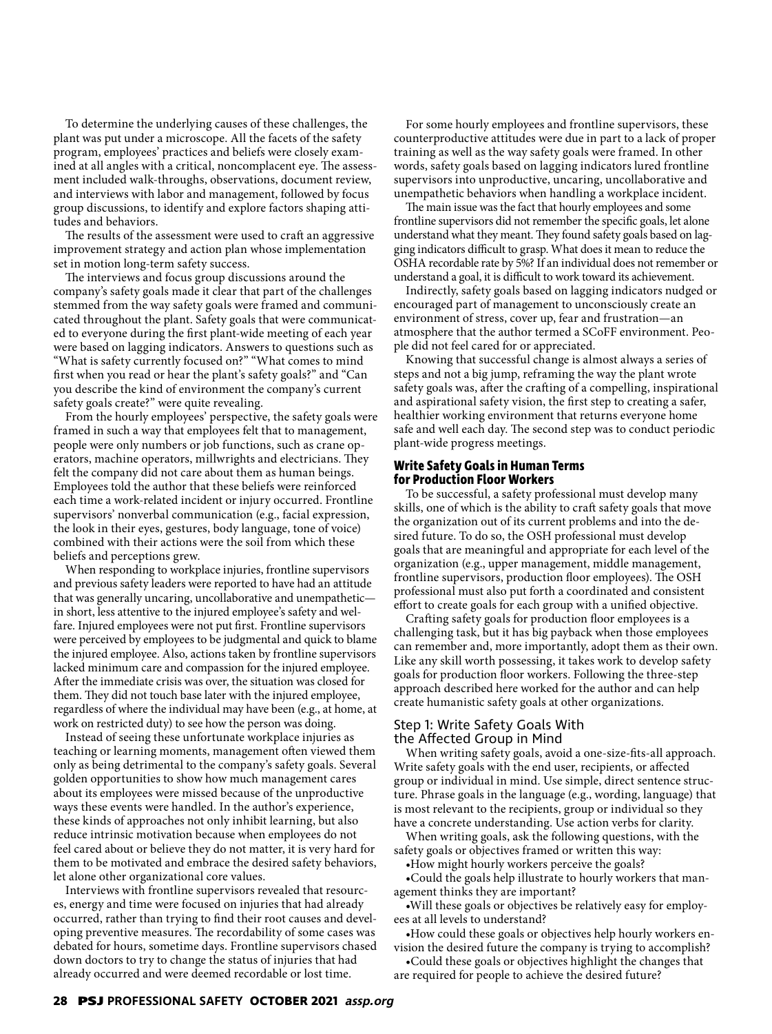To determine the underlying causes of these challenges, the plant was put under a microscope. All the facets of the safety program, employees' practices and beliefs were closely examined at all angles with a critical, noncomplacent eye. The assessment included walk-throughs, observations, document review, and interviews with labor and management, followed by focus group discussions, to identify and explore factors shaping attitudes and behaviors.

The results of the assessment were used to craft an aggressive improvement strategy and action plan whose implementation set in motion long-term safety success.

The interviews and focus group discussions around the company's safety goals made it clear that part of the challenges stemmed from the way safety goals were framed and communicated throughout the plant. Safety goals that were communicated to everyone during the first plant-wide meeting of each year were based on lagging indicators. Answers to questions such as "What is safety currently focused on?" "What comes to mind first when you read or hear the plant's safety goals?" and "Can you describe the kind of environment the company's current safety goals create?" were quite revealing.

From the hourly employees' perspective, the safety goals were framed in such a way that employees felt that to management, people were only numbers or job functions, such as crane operators, machine operators, millwrights and electricians. They felt the company did not care about them as human beings. Employees told the author that these beliefs were reinforced each time a work-related incident or injury occurred. Frontline supervisors' nonverbal communication (e.g., facial expression, the look in their eyes, gestures, body language, tone of voice) combined with their actions were the soil from which these beliefs and perceptions grew.

When responding to workplace injuries, frontline supervisors and previous safety leaders were reported to have had an attitude that was generally uncaring, uncollaborative and unempathetic—in short, less attentive to the injured employee's safety and welfare. Injured employees were not put first. Frontline supervisors were perceived by employees to be judgmental and quick to blame the injured employee. Also, actions taken by frontline supervisors lacked minimum care and compassion for the injured employee. After the immediate crisis was over, the situation was closed for them. They did not touch base later with the injured employee, regardless of where the individual may have been (e.g., at home, at work on restricted duty) to see how the person was doing.

Instead of seeing these unfortunate workplace injuries as teaching or learning moments, management often viewed them only as being detrimental to the company's safety goals. Several golden opportunities to show how much management cares about its employees were missed because of the unproductive ways these events were handled. In the author's experience, these kinds of approaches not only inhibit learning, but also reduce intrinsic motivation because when employees do not feel cared about or believe they do not matter, it is very hard for them to be motivated and embrace the desired safety behaviors, let alone other organizational core values.

Interviews with frontline supervisors revealed that resources, energy and time were focused on injuries that had already occurred, rather than trying to find their root causes and developing preventive measures. The recordability of some cases was debated for hours, sometime days. Frontline supervisors chased down doctors to try to change the status of injuries that had already occurred and were deemed recordable or lost time.

For some hourly employees and frontline supervisors, these counterproductive attitudes were due in part to a lack of proper training as well as the way safety goals were framed. In other words, safety goals based on lagging indicators lured frontline supervisors into unproductive, uncaring, uncollaborative and unempathetic behaviors when handling a workplace incident.

The main issue was the fact that hourly employees and some frontline supervisors did not remember the specific goals, let alone understand what they meant. They found safety goals based on lagging indicators difficult to grasp. What does it mean to reduce the OSHA recordable rate by 5%? If an individual does not remember or understand a goal, it is difficult to work toward its achievement.

Indirectly, safety goals based on lagging indicators nudged or encouraged part of management to unconsciously create an environment of stress, cover up, fear and frustration—an atmosphere that the author termed a SCoFF environment. People did not feel cared for or appreciated.

Knowing that successful change is almost always a series of steps and not a big jump, reframing the way the plant wrote safety goals was, after the crafting of a compelling, inspirational and aspirational safety vision, the first step to creating a safer, healthier working environment that returns everyone home safe and well each day. The second step was to conduct periodic plant-wide progress meetings.

## Write Safety Goals in Human Terms for Production Floor Workers

To be successful, a safety professional must develop many skills, one of which is the ability to craft safety goals that move the organization out of its current problems and into the desired future. To do so, the OSH professional must develop goals that are meaningful and appropriate for each level of the organization (e.g., upper management, middle management, frontline supervisors, production floor employees). The OSH professional must also put forth a coordinated and consistent effort to create goals for each group with a unified objective.

Crafting safety goals for production floor employees is a challenging task, but it has big payback when those employees can remember and, more importantly, adopt them as their own. Like any skill worth possessing, it takes work to develop safety goals for production floor workers. Following the three-step approach described here worked for the author and can help create humanistic safety goals at other organizations.

### Step 1: Write Safety Goals With the Affected Group in Mind

When writing safety goals, avoid a one-size-fits-all approach. Write safety goals with the end user, recipients, or affected group or individual in mind. Use simple, direct sentence structure. Phrase goals in the language (e.g., wording, language) that is most relevant to the recipients, group or individual so they have a concrete understanding. Use action verbs for clarity.

When writing goals, ask the following questions, with the safety goals or objectives framed or written this way:

- How might hourly workers perceive the goals?
- Could the goals help illustrate to hourly workers that management thinks they are important?
- Will these goals or objectives be relatively easy for employees at all levels to understand?
- How could these goals or objectives help hourly workers envision the desired future the company is trying to accomplish?
- Could these goals or objectives highlight the changes that are required for people to achieve the desired future?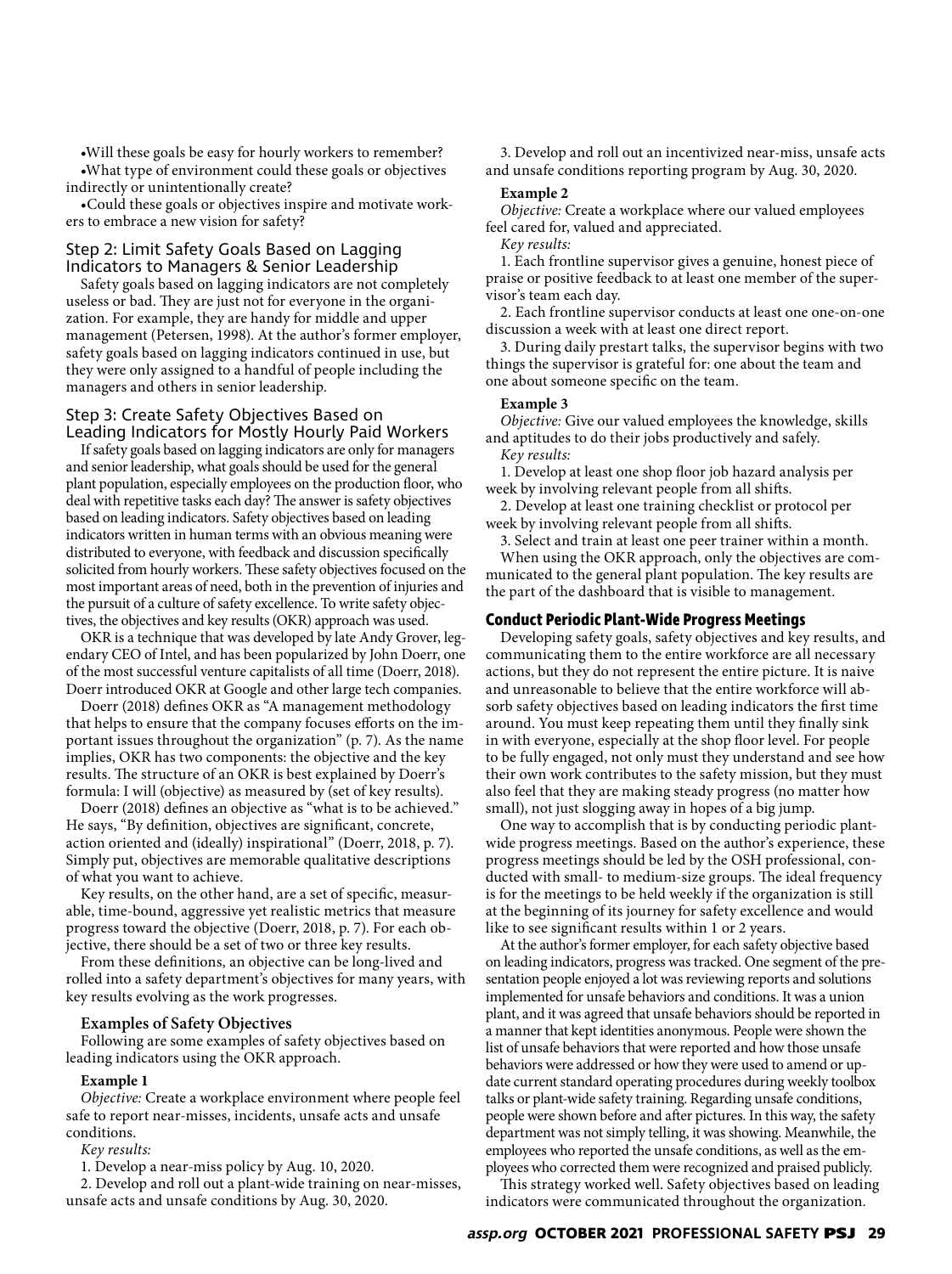- Will these goals be easy for hourly workers to remember?
- What type of environment could these goals or objectives indirectly or unintentionally create?
- Could these goals or objectives inspire and motivate workers to embrace a new vision for safety?

### Step 2: Limit Safety Goals Based on Lagging Indicators to Managers & Senior Leadership

Safety goals based on lagging indicators are not completely useless or bad. They are just not for everyone in the organization. For example, they are handy for middle and upper management (Petersen, 1998). At the author's former employer, safety goals based on lagging indicators continued in use, but they were only assigned to a handful of people including the managers and others in senior leadership.

### Step 3: Create Safety Objectives Based on Leading Indicators for Mostly Hourly Paid Workers

If safety goals based on lagging indicators are only for managers and senior leadership, what goals should be used for the general plant population, especially employees on the production floor, who deal with repetitive tasks each day? The answer is safety objectives based on leading indicators. Safety objectives based on leading indicators written in human terms with an obvious meaning were distributed to everyone, with feedback and discussion specifically solicited from hourly workers. These safety objectives focused on the most important areas of need, both in the prevention of injuries and the pursuit of a culture of safety excellence. To write safety objectives, the objectives and key results (OKR) approach was used.

OKR is a technique that was developed by late Andy Grover, legendary CEO of Intel, and has been popularized by John Doerr, one of the most successful venture capitalists of all time (Doerr, 2018). Doerr introduced OKR at Google and other large tech companies.

Doerr (2018) defines OKR as "A management methodology that helps to ensure that the company focuses efforts on the important issues throughout the organization" (p. 7). As the name implies, OKR has two components: the objective and the key results. The structure of an OKR is best explained by Doerr's formula: I will (objective) as measured by (set of key results).

Doerr (2018) defines an objective as "what is to be achieved." He says, "By definition, objectives are significant, concrete, action oriented and (ideally) inspirational" (Doerr, 2018, p. 7). Simply put, objectives are memorable qualitative descriptions of what you want to achieve.

Key results, on the other hand, are a set of specific, measurable, time-bound, aggressive yet realistic metrics that measure progress toward the objective (Doerr, 2018, p. 7). For each objective, there should be a set of two or three key results.

From these definitions, an objective can be long-lived and rolled into a safety department's objectives for many years, with key results evolving as the work progresses.

#### Examples of Safety Objectives

Following are some examples of safety objectives based on leading indicators using the OKR approach.

**Example 1**

*Objective:* Create a workplace environment where people feel safe to report near-misses, incidents, unsafe acts and unsafe conditions.

*Key results:*

1. Develop a near-miss policy by Aug. 10, 2020.
2. Develop and roll out a plant-wide training on near-misses, unsafe acts and unsafe conditions by Aug. 30, 2020.
3. Develop and roll out an incentivized near-miss, unsafe acts and unsafe conditions reporting program by Aug. 30, 2020.

**Example 2**

*Objective:* Create a workplace where our valued employees feel cared for, valued and appreciated.

*Key results:*

1. Each frontline supervisor gives a genuine, honest piece of praise or positive feedback to at least one member of the supervisor's team each day.
2. Each frontline supervisor conducts at least one one-on-one discussion a week with at least one direct report.
3. During daily prestart talks, the supervisor begins with two things the supervisor is grateful for: one about the team and one about someone specific on the team.

**Example 3**

*Objective:* Give our valued employees the knowledge, skills and aptitudes to do their jobs productively and safely.

*Key results:*

1. Develop at least one shop floor job hazard analysis per week by involving relevant people from all shifts.
2. Develop at least one training checklist or protocol per week by involving relevant people from all shifts.
3. Select and train at least one peer trainer within a month.

When using the OKR approach, only the objectives are communicated to the general plant population. The key results are the part of the dashboard that is visible to management.

## Conduct Periodic Plant-Wide Progress Meetings

Developing safety goals, safety objectives and key results, and communicating them to the entire workforce are all necessary actions, but they do not represent the entire picture. It is naive and unreasonable to believe that the entire workforce will absorb safety objectives based on leading indicators the first time around. You must keep repeating them until they finally sink in with everyone, especially at the shop floor level. For people to be fully engaged, not only must they understand and see how their own work contributes to the safety mission, but they must also feel that they are making steady progress (no matter how small), not just slogging away in hopes of a big jump.

One way to accomplish that is by conducting periodic plant-wide progress meetings. Based on the author's experience, these progress meetings should be led by the OSH professional, conducted with small- to medium-size groups. The ideal frequency is for the meetings to be held weekly if the organization is still at the beginning of its journey for safety excellence and would like to see significant results within 1 or 2 years.

At the author's former employer, for each safety objective based on leading indicators, progress was tracked. One segment of the presentation people enjoyed a lot was reviewing reports and solutions implemented for unsafe behaviors and conditions. It was a union plant, and it was agreed that unsafe behaviors should be reported in a manner that kept identities anonymous. People were shown the list of unsafe behaviors that were reported and how those unsafe behaviors were addressed or how they were used to amend or update current standard operating procedures during weekly toolbox talks or plant-wide safety training. Regarding unsafe conditions, people were shown before and after pictures. In this way, the safety department was not simply telling, it was showing. Meanwhile, the employees who reported the unsafe conditions, as well as the employees who corrected them were recognized and praised publicly.

This strategy worked well. Safety objectives based on leading indicators were communicated throughout the organization.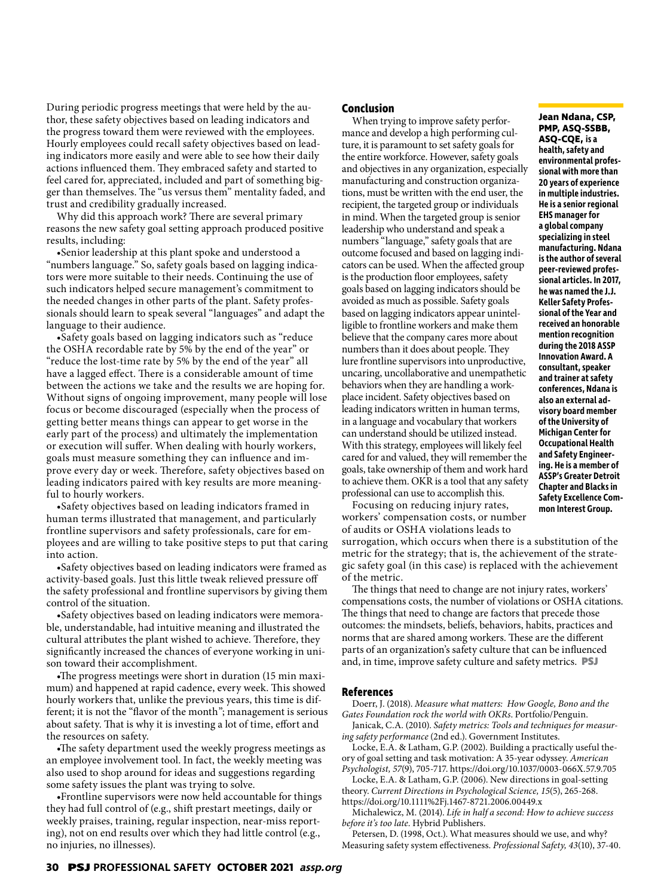During periodic progress meetings that were held by the author, these safety objectives based on leading indicators and the progress toward them were reviewed with the employees. Hourly employees could recall safety objectives based on leading indicators more easily and were able to see how their daily actions influenced them. They embraced safety and started to feel cared for, appreciated, included and part of something bigger than themselves. The "us versus them" mentality faded, and trust and credibility gradually increased.

Why did this approach work? There are several primary reasons the new safety goal setting approach produced positive results, including:

- Senior leadership at this plant spoke and understood a "numbers language." So, safety goals based on lagging indicators were more suitable to their needs. Continuing the use of such indicators helped secure management's commitment to the needed changes in other parts of the plant. Safety professionals should learn to speak several "languages" and adapt the language to their audience.
- Safety goals based on lagging indicators such as "reduce the OSHA recordable rate by 5% by the end of the year" or "reduce the lost-time rate by 5% by the end of the year" all have a lagged effect. There is a considerable amount of time between the actions we take and the results we are hoping for. Without signs of ongoing improvement, many people will lose focus or become discouraged (especially when the process of getting better means things can appear to get worse in the early part of the process) and ultimately the implementation or execution will suffer. When dealing with hourly workers, goals must measure something they can influence and improve every day or week. Therefore, safety objectives based on leading indicators paired with key results are more meaningful to hourly workers.
- Safety objectives based on leading indicators framed in human terms illustrated that management, and particularly frontline supervisors and safety professionals, care for employees and are willing to take positive steps to put that caring into action.
- Safety objectives based on leading indicators were framed as activity-based goals. Just this little tweak relieved pressure off the safety professional and frontline supervisors by giving them control of the situation.
- Safety objectives based on leading indicators were memorable, understandable, had intuitive meaning and illustrated the cultural attributes the plant wished to achieve. Therefore, they significantly increased the chances of everyone working in unison toward their accomplishment.
- The progress meetings were short in duration (15 min maximum) and happened at rapid cadence, every week. This showed hourly workers that, unlike the previous years, this time is different; it is not the "flavor of the month"; management is serious about safety. That is why it is investing a lot of time, effort and the resources on safety.
- The safety department used the weekly progress meetings as an employee involvement tool. In fact, the weekly meeting was also used to shop around for ideas and suggestions regarding some safety issues the plant was trying to solve.
- Frontline supervisors were now held accountable for things they had full control of (e.g., shift prestart meetings, daily or weekly praises, training, regular inspection, near-miss reporting), not on end results over which they had little control (e.g., no injuries, no illnesses).

## Conclusion

When trying to improve safety performance and develop a high performing culture, it is paramount to set safety goals for the entire workforce. However, safety goals and objectives in any organization, especially manufacturing and construction organizations, must be written with the end user, the recipient, the targeted group or individuals in mind. When the targeted group is senior leadership who understand and speak a numbers "language," safety goals that are outcome focused and based on lagging indicators can be used. When the affected group is the production floor employees, safety goals based on lagging indicators should be avoided as much as possible. Safety goals based on lagging indicators appear unintelligible to frontline workers and make them believe that the company cares more about numbers than it does about people. They lure frontline supervisors into unproductive, uncaring, uncollaborative and unempathetic behaviors when they are handling a workplace incident. Safety objectives based on leading indicators written in human terms, in a language and vocabulary that workers can understand should be utilized instead. With this strategy, employees will likely feel cared for and valued, they will remember the goals, take ownership of them and work hard to achieve them. OKR is a tool that any safety professional can use to accomplish this.

Focusing on reducing injury rates, workers' compensation costs, or number of audits or OSHA violations leads to surrogation, which occurs when there is a substitution of the metric for the strategy; that is, the achievement of the strategic safety goal (in this case) is replaced with the achievement of the metric.

The things that need to change are not injury rates, workers' compensations costs, the number of violations or OSHA citations. The things that need to change are factors that precede those outcomes: the mindsets, beliefs, behaviors, habits, practices and norms that are shared among workers. These are the different parts of an organization's safety culture that can be influenced and, in time, improve safety culture and safety metrics. **PSJ**

**Jean Ndana, CSP, PMP, ASQ-SSBB, ASQ-CQE, is a health, safety and environmental professional with more than 20 years of experience in multiple industries. He is a senior regional EHS manager for a global company specializing in steel manufacturing. Ndana is the author of several peer-reviewed professional articles. In 2017, he was named the J.J. Keller Safety Professional of the Year and received an honorable mention recognition during the 2018 ASSP Innovation Award. A consultant, speaker and trainer at safety conferences, Ndana is also an external advisory board member of the University of Michigan Center for Occupational Health and Safety Engineering. He is a member of ASSP's Greater Detroit Chapter and Blacks in Safety Excellence Common Interest Group.**

## References

Doerr, J. (2018). *Measure what matters: How Google, Bono and the Gates Foundation rock the world with OKRs*. Portfolio/Penguin.

Janicak, C.A. (2010). *Safety metrics: Tools and techniques for measuring safety performance* (2nd ed.). Government Institutes.

Locke, E.A. & Latham, G.P. (2002). Building a practically useful theory of goal setting and task motivation: A 35-year odyssey. *American Psychologist, 57*(9), 705-717. https://doi.org/10.1037/0003-066X.57.9.705

Locke, E.A. & Latham, G.P. (2006). New directions in goal-setting theory. *Current Directions in Psychological Science, 15*(5), 265-268. https://doi.org/10.1111%2Fj.1467-8721.2006.00449.x

Michalewicz, M. (2014). *Life in half a second: How to achieve success before it's too late*. Hybrid Publishers.

Petersen, D. (1998, Oct.). What measures should we use, and why? Measuring safety system effectiveness. *Professional Safety, 43*(10), 37-40.